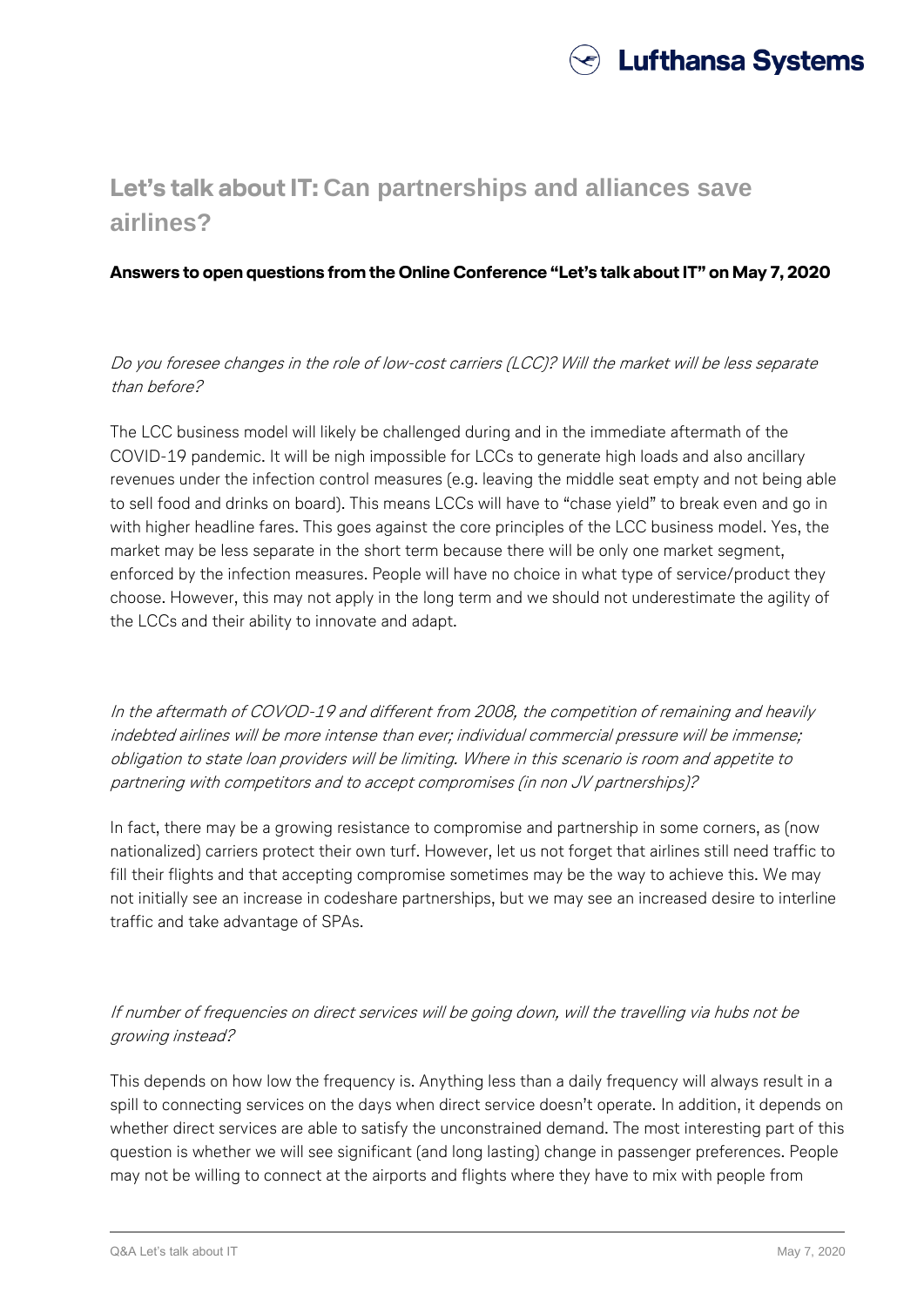# Let's talk about IT: Can partnerships and alliances save airlines?

**Answers to open questions from the Online Conference "Let's talk about IT" on May 7, 2020**

*Do you foresee changes in the role of low-cost carriers (LCC)? Will the market will be less separate than before?*

The LCC business model will likely be challenged during and in the immediate aftermath of the COVID-19 pandemic. It will be nigh impossible for LCCs to generate high loads and also ancillary revenues under the infection control measures (e.g. leaving the middle seat empty and not being able to sell food and drinks on board). This means LCCs will have to "chase yield" to break even and go in with higher headline fares. This goes against the core principles of the LCC business model. Yes, the market may be less separate in the short term because there will be only one market segment, enforced by the infection measures. People will have no choice in what type of service/product they choose. However, this may not apply in the long term and we should not underestimate the agility of the LCCs and their ability to innovate and adapt.

*In the aftermath of COVOD-19 and different from 2008, the competition of remaining and heavily indebted airlines will be more intense than ever; individual commercial pressure will be immense; obligation to state loan providers will be limiting. Where in this scenario is room and appetite to partnering with competitors and to accept compromises (in non JV partnerships)?*

In fact, there may be a growing resistance to compromise and partnership in some corners, as (now nationalized) carriers protect their own turf. However, let us not forget that airlines still need traffic to fill their flights and that accepting compromise sometimes may be the way to achieve this. We may not initially see an increase in codeshare partnerships, but we may see an increased desire to interline traffic and take advantage of SPAs.

*If number of frequencies on direct services will be going down, will the travelling via hubs not be growing instead?*

This depends on how low the frequency is. Anything less than a daily frequency will always result in a spill to connecting services on the days when direct service doesn't operate. In addition, it depends on whether direct services are able to satisfy the unconstrained demand. The most interesting part of this question is whether we will see significant (and long lasting) change in passenger preferences. People may not be willing to connect at the airports and flights where they have to mix with people from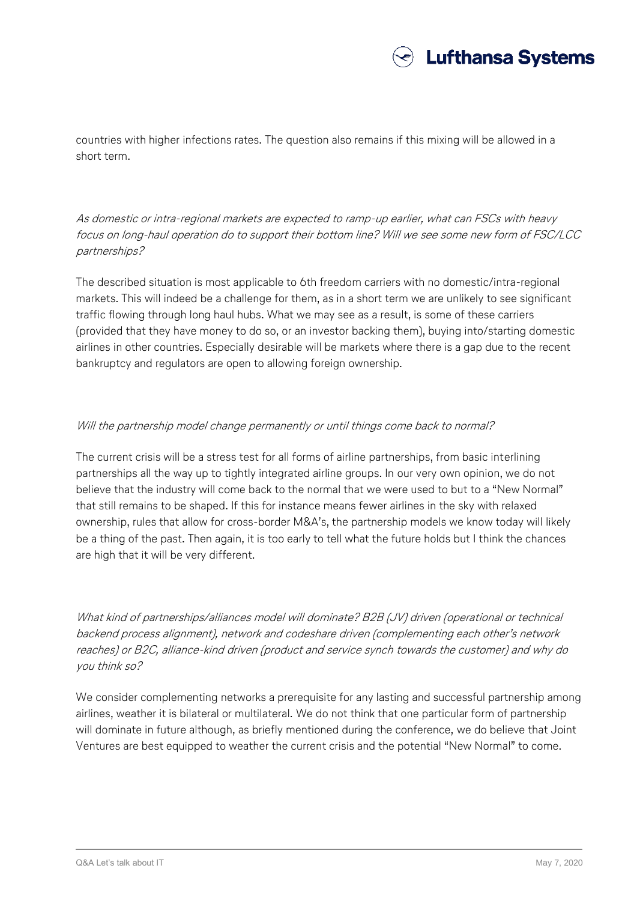countries with higher infections rates. The question also remains if this mixing will be allowed in a short term.

*As domestic or intra-regional markets are expected to ramp-up earlier, what can FSCs with heavy focus on long-haul operation do to support their bottom line? Will we see some new form of FSC/LCC partnerships?*

The described situation is most applicable to 6th freedom carriers with no domestic/intra-regional markets. This will indeed be a challenge for them, as in a short term we are unlikely to see significant traffic flowing through long haul hubs. What we may see as a result, is some of these carriers (provided that they have money to do so, or an investor backing them), buying into/starting domestic airlines in other countries. Especially desirable will be markets where there is a gap due to the recent bankruptcy and regulators are open to allowing foreign ownership.

*Will the partnership model change permanently or until things come back to normal?*

The current crisis will be a stress test for all forms of airline partnerships, from basic interlining partnerships all the way up to tightly integrated airline groups. In our very own opinion, we do not believe that the industry will come back to the normal that we were used to but to a "New Normal" that still remains to be shaped. If this for instance means fewer airlines in the sky with relaxed ownership, rules that allow for cross-border M&A's, the partnership models we know today will likely be a thing of the past. Then again, it is too early to tell what the future holds but I think the chances are high that it will be very different.

*What kind of partnerships/alliances model will dominate? B2B (JV) driven (operational or technical backend process alignment), network and codeshare driven (complementing each other's network reaches) or B2C, alliance-kind driven (product and service synch towards the customer) and why do you think so?*

We consider complementing networks a prerequisite for any lasting and successful partnership among airlines, weather it is bilateral or multilateral. We do not think that one particular form of partnership will dominate in future although, as briefly mentioned during the conference, we do believe that Joint Ventures are best equipped to weather the current crisis and the potential "New Normal" to come.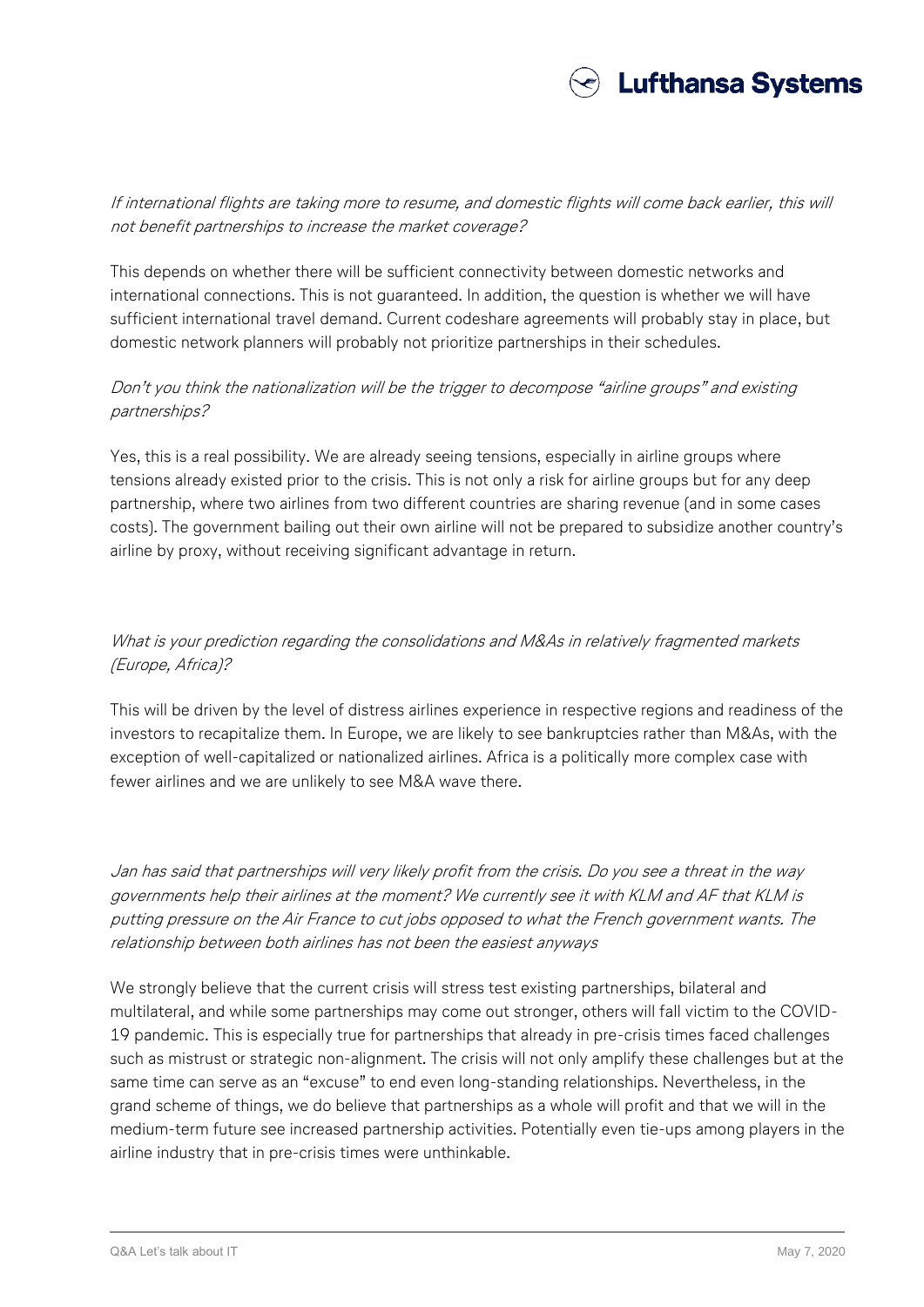*If international flights are taking more to resume, and domestic flights will come back earlier, this will not benefit partnerships to increase the market coverage?*

This depends on whether there will be sufficient connectivity between domestic networks and international connections. This is not guaranteed. In addition, the question is whether we will have sufficient international travel demand. Current codeshare agreements will probably stay in place, but domestic network planners will probably not prioritize partnerships in their schedules.

*Don't you think the nationalization will be the trigger to decompose "airline groups" and existing partnerships?*

Yes, this is a real possibility. We are already seeing tensions, especially in airline groups where tensions already existed prior to the crisis. This is not only a risk for airline groups but for any deep partnership, where two airlines from two different countries are sharing revenue (and in some cases costs). The government bailing out their own airline will not be prepared to subsidize another country's airline by proxy, without receiving significant advantage in return.

*What is your prediction regarding the consolidations and M&As in relatively fragmented markets (Europe, Africa)?*

This will be driven by the level of distress airlines experience in respective regions and readiness of the investors to recapitalize them. In Europe, we are likely to see bankruptcies rather than M&As, with the exception of well-capitalized or nationalized airlines. Africa is a politically more complex case with fewer airlines and we are unlikely to see M&A wave there.

*Jan has said that partnerships will very likely profit from the crisis. Do you see a threat in the way governments help their airlines at the moment? We currently see it with KLM and AF that KLM is putting pressure on the Air France to cut jobs opposed to what the French government wants. The relationship between both airlines has not been the easiest anyways*

We strongly believe that the current crisis will stress test existing partnerships, bilateral and multilateral, and while some partnerships may come out stronger, others will fall victim to the COVID-19 pandemic. This is especially true for partnerships that already in pre-crisis times faced challenges such as mistrust or strategic non-alignment. The crisis will not only amplify these challenges but at the same time can serve as an "excuse" to end even long-standing relationships. Nevertheless, in the grand scheme of things, we do believe that partnerships as a whole will profit and that we will in the medium-term future see increased partnership activities. Potentially even tie-ups among players in the airline industry that in pre-crisis times were unthinkable.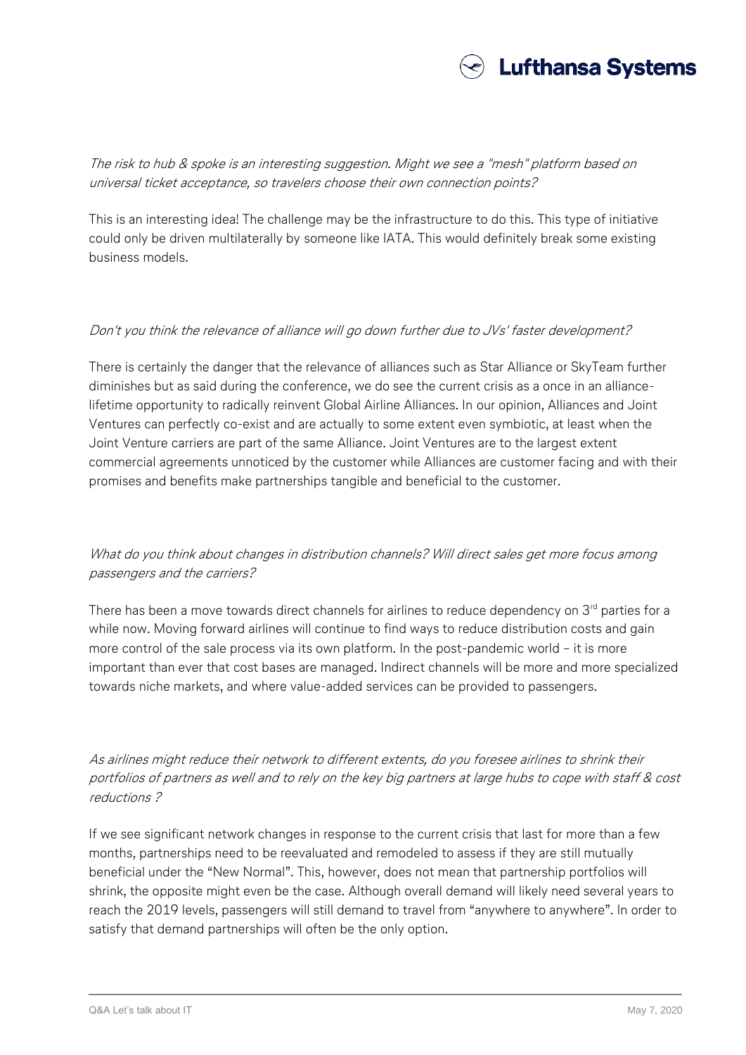*The risk to hub & spoke is an interesting suggestion. Might we see a "mesh" platform based on universal ticket acceptance, so travelers choose their own connection points?*

This is an interesting idea! The challenge may be the infrastructure to do this. This type of initiative could only be driven multilaterally by someone like IATA. This would definitely break some existing business models.

*Don't you think the relevance of alliance will go down further due to JVs' faster development?*

There is certainly the danger that the relevance of alliances such as Star Alliance or SkyTeam further diminishes but as said during the conference, we do see the current crisis as a once in an alliance-lifetime opportunity to radically reinvent Global Airline Alliances. In our opinion, Alliances and Joint Ventures can perfectly co-exist and are actually to some extent even symbiotic, at least when the Joint Venture carriers are part of the same Alliance. Joint Ventures are to the largest extent commercial agreements unnoticed by the customer while Alliances are customer facing and with their promises and benefits make partnerships tangible and beneficial to the customer.

*What do you think about changes in distribution channels? Will direct sales get more focus among passengers and the carriers?*

There has been a move towards direct channels for airlines to reduce dependency on 3rd parties for a while now. Moving forward airlines will continue to find ways to reduce distribution costs and gain more control of the sale process via its own platform. In the post-pandemic world – it is more important than ever that cost bases are managed. Indirect channels will be more and more specialized towards niche markets, and where value-added services can be provided to passengers.

*As airlines might reduce their network to different extents, do you foresee airlines to shrink their portfolios of partners as well and to rely on the key big partners at large hubs to cope with staff & cost reductions ?*

If we see significant network changes in response to the current crisis that last for more than a few months, partnerships need to be reevaluated and remodeled to assess if they are still mutually beneficial under the "New Normal". This, however, does not mean that partnership portfolios will shrink, the opposite might even be the case. Although overall demand will likely need several years to reach the 2019 levels, passengers will still demand to travel from "anywhere to anywhere". In order to satisfy that demand partnerships will often be the only option.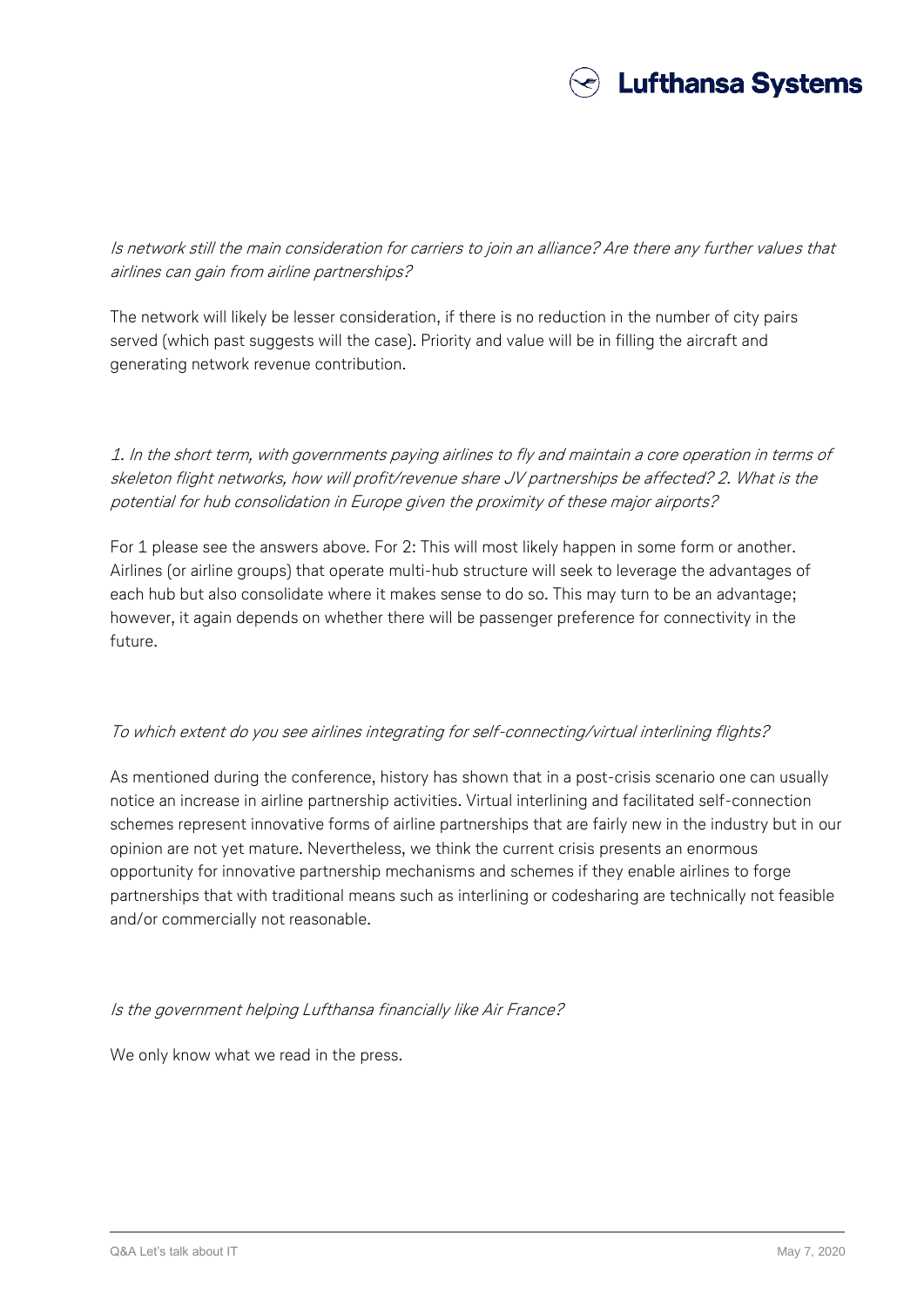*Is network still the main consideration for carriers to join an alliance? Are there any further values that airlines can gain from airline partnerships?*

The network will likely be lesser consideration, if there is no reduction in the number of city pairs served (which past suggests will the case). Priority and value will be in filling the aircraft and generating network revenue contribution.

*1. In the short term, with governments paying airlines to fly and maintain a core operation in terms of skeleton flight networks, how will profit/revenue share JV partnerships be affected? 2. What is the potential for hub consolidation in Europe given the proximity of these major airports?*

For 1 please see the answers above. For 2: This will most likely happen in some form or another. Airlines (or airline groups) that operate multi-hub structure will seek to leverage the advantages of each hub but also consolidate where it makes sense to do so. This may turn to be an advantage; however, it again depends on whether there will be passenger preference for connectivity in the future.

*To which extent do you see airlines integrating for self-connecting/virtual interlining flights?*

As mentioned during the conference, history has shown that in a post-crisis scenario one can usually notice an increase in airline partnership activities. Virtual interlining and facilitated self-connection schemes represent innovative forms of airline partnerships that are fairly new in the industry but in our opinion are not yet mature. Nevertheless, we think the current crisis presents an enormous opportunity for innovative partnership mechanisms and schemes if they enable airlines to forge partnerships that with traditional means such as interlining or codesharing are technically not feasible and/or commercially not reasonable.

*Is the government helping Lufthansa financially like Air France?*

We only know what we read in the press.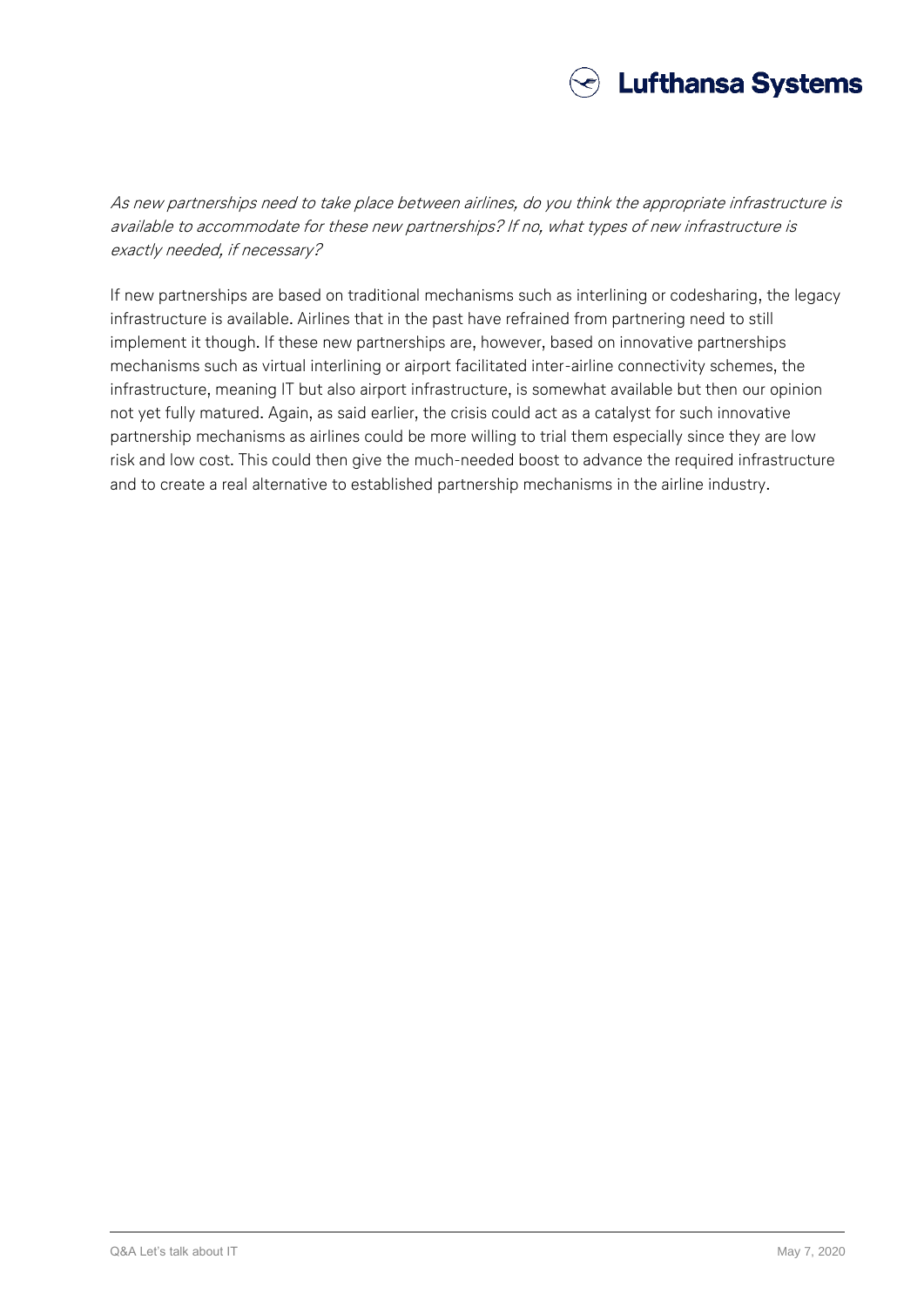*As new partnerships need to take place between airlines, do you think the appropriate infrastructure is available to accommodate for these new partnerships? If no, what types of new infrastructure is exactly needed, if necessary?*

If new partnerships are based on traditional mechanisms such as interlining or codesharing, the legacy infrastructure is available. Airlines that in the past have refrained from partnering need to still implement it though. If these new partnerships are, however, based on innovative partnerships mechanisms such as virtual interlining or airport facilitated inter-airline connectivity schemes, the infrastructure, meaning IT but also airport infrastructure, is somewhat available but then our opinion not yet fully matured. Again, as said earlier, the crisis could act as a catalyst for such innovative partnership mechanisms as airlines could be more willing to trial them especially since they are low risk and low cost. This could then give the much-needed boost to advance the required infrastructure and to create a real alternative to established partnership mechanisms in the airline industry.